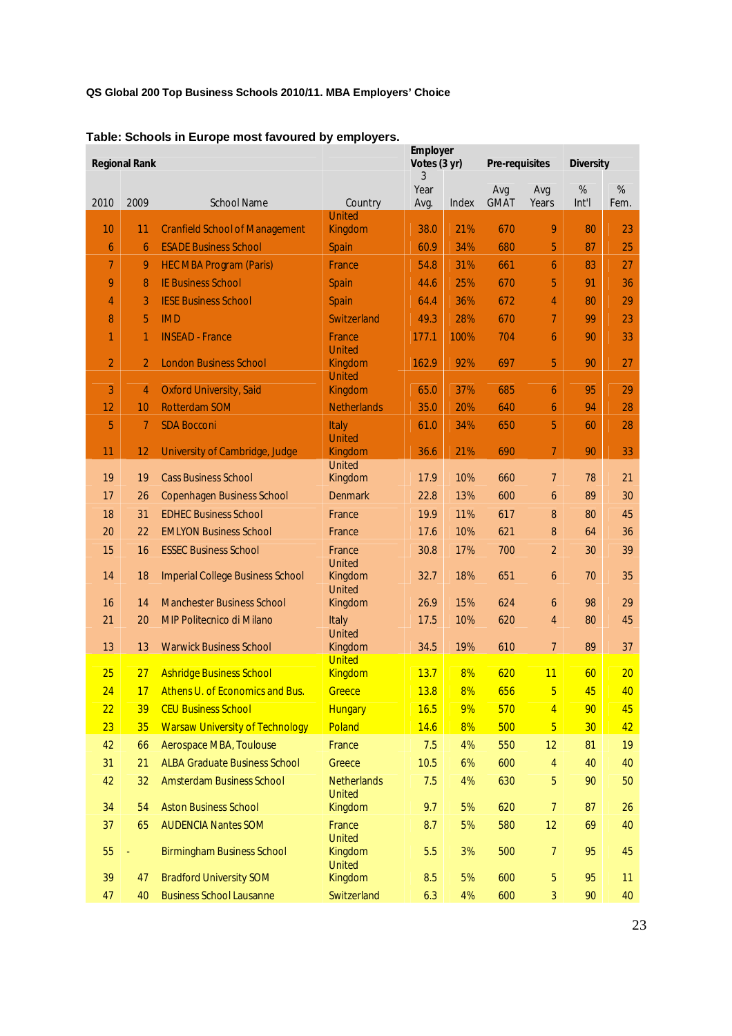**QS Global 200 Top Business Schools 2010/11. MBA Employers' Choice**

**Table: Schools in Europe most favoured by employers.**

| Regional Rank | | | | Employer Votes (3 yr) | | Pre-requisites | | Diversity | |
|---|---|---|---|---|---|---|---|---|---|
| 2010 | 2009 | School Name | Country | 3 Year Avg. | Index | Avg GMAT | Avg Years | % Int'l | % Fem. |
| 10 | 11 | Cranfield School of Management | United Kingdom | 38.0 | 21% | 670 | 9 | 80 | 23 |
| 6 | 6 | ESADE Business School | Spain | 60.9 | 34% | 680 | 5 | 87 | 25 |
| 7 | 9 | HEC MBA Program (Paris) | France | 54.8 | 31% | 661 | 6 | 83 | 27 |
| 9 | 8 | IE Business School | Spain | 44.6 | 25% | 670 | 5 | 91 | 36 |
| 4 | 3 | IESE Business School | Spain | 64.4 | 36% | 672 | 4 | 80 | 29 |
| 8 | 5 | IMD | Switzerland | 49.3 | 28% | 670 | 7 | 99 | 23 |
| 1 | 1 | INSEAD - France | France | 177.1 | 100% | 704 | 6 | 90 | 33 |
| 2 | 2 | London Business School | United Kingdom | 162.9 | 92% | 697 | 5 | 90 | 27 |
| 3 | 4 | Oxford University, Said | United Kingdom | 65.0 | 37% | 685 | 6 | 95 | 29 |
| 12 | 10 | Rotterdam SOM | Netherlands | 35.0 | 20% | 640 | 6 | 94 | 28 |
| 5 | 7 | SDA Bocconi | Italy | 61.0 | 34% | 650 | 5 | 60 | 28 |
| 11 | 12 | University of Cambridge, Judge | United Kingdom | 36.6 | 21% | 690 | 7 | 90 | 33 |
| 19 | 19 | Cass Business School | United Kingdom | 17.9 | 10% | 660 | 7 | 78 | 21 |
| 17 | 26 | Copenhagen Business School | Denmark | 22.8 | 13% | 600 | 6 | 89 | 30 |
| 18 | 31 | EDHEC Business School | France | 19.9 | 11% | 617 | 8 | 80 | 45 |
| 20 | 22 | EMLYON Business School | France | 17.6 | 10% | 621 | 8 | 64 | 36 |
| 15 | 16 | ESSEC Business School | France | 30.8 | 17% | 700 | 2 | 30 | 39 |
| 14 | 18 | Imperial College Business School | United Kingdom | 32.7 | 18% | 651 | 6 | 70 | 35 |
| 16 | 14 | Manchester Business School | United Kingdom | 26.9 | 15% | 624 | 6 | 98 | 29 |
| 21 | 20 | MIP Politecnico di Milano | Italy | 17.5 | 10% | 620 | 4 | 80 | 45 |
| 13 | 13 | Warwick Business School | United Kingdom | 34.5 | 19% | 610 | 7 | 89 | 37 |
| 25 | 27 | Ashridge Business School | United Kingdom | 13.7 | 8% | 620 | 11 | 60 | 20 |
| 24 | 17 | Athens U. of Economics and Bus. | Greece | 13.8 | 8% | 656 | 5 | 45 | 40 |
| 22 | 39 | CEU Business School | Hungary | 16.5 | 9% | 570 | 4 | 90 | 45 |
| 23 | 35 | Warsaw University of Technology | Poland | 14.6 | 8% | 500 | 5 | 30 | 42 |
| 42 | 66 | Aerospace MBA, Toulouse | France | 7.5 | 4% | 550 | 12 | 81 | 19 |
| 31 | 21 | ALBA Graduate Business School | Greece | 10.5 | 6% | 600 | 4 | 40 | 40 |
| 42 | 32 | Amsterdam Business School | Netherlands | 7.5 | 4% | 630 | 5 | 90 | 50 |
| 34 | 54 | Aston Business School | United Kingdom | 9.7 | 5% | 620 | 7 | 87 | 26 |
| 37 | 65 | AUDENCIA Nantes SOM | France | 8.7 | 5% | 580 | 12 | 69 | 40 |
| 55 | - | Birmingham Business School | United Kingdom | 5.5 | 3% | 500 | 7 | 95 | 45 |
| 39 | 47 | Bradford University SOM | United Kingdom | 8.5 | 5% | 600 | 5 | 95 | 11 |
| 47 | 40 | Business School Lausanne | Switzerland | 6.3 | 4% | 600 | 3 | 90 | 40 |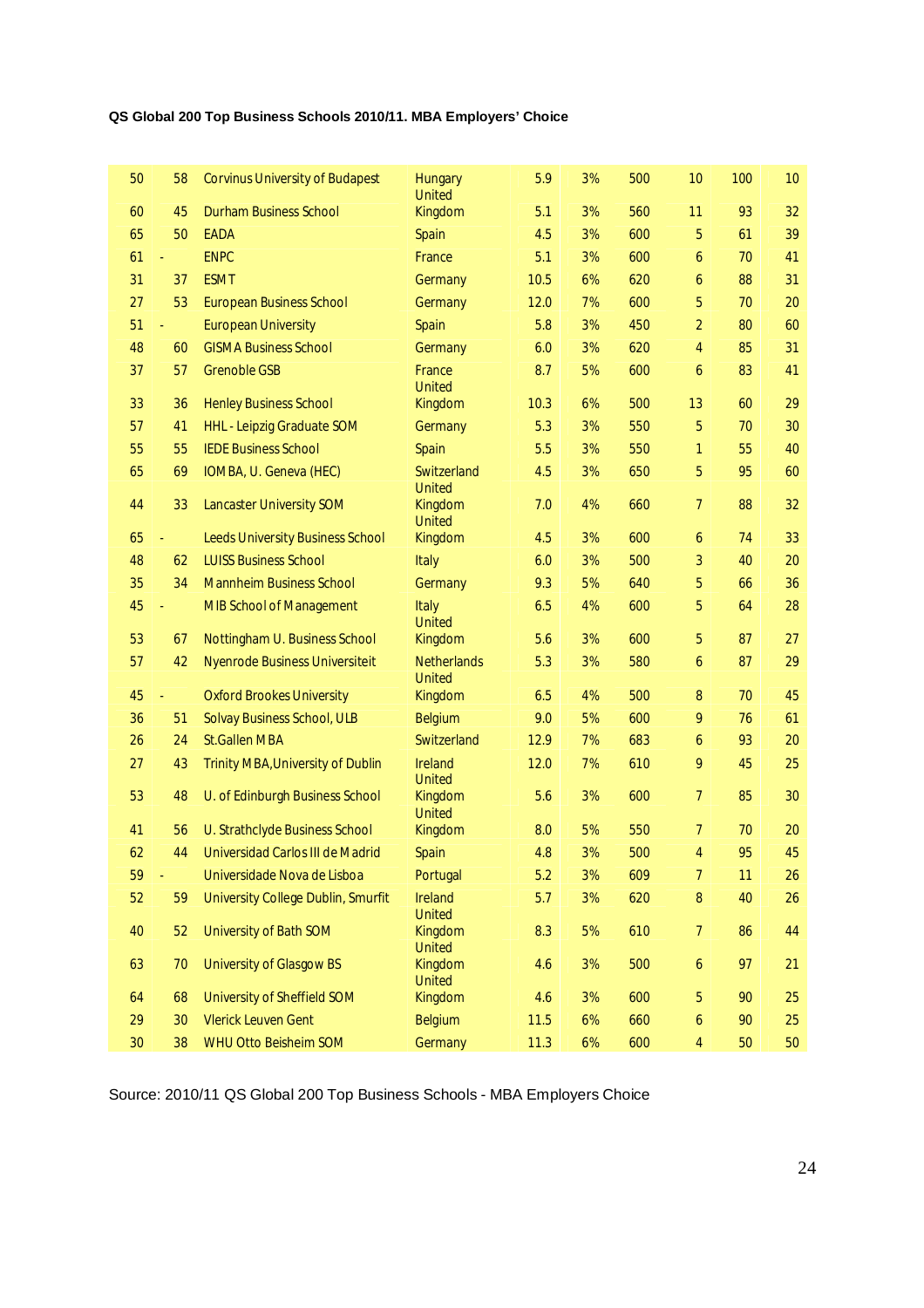**QS Global 200 Top Business Schools 2010/11. MBA Employers' Choice**

| | | | | | | | | | |
|---|---|---|---|---|---|---|---|---|---|
| 50 | 58 | Corvinus University of Budapest | Hungary | 5.9 | 3% | 500 | 10 | 100 | 10 |
| 60 | 45 | Durham Business School | United Kingdom | 5.1 | 3% | 560 | 11 | 93 | 32 |
| 65 | 50 | EADA | Spain | 4.5 | 3% | 600 | 5 | 61 | 39 |
| 61 | - | ENPC | France | 5.1 | 3% | 600 | 6 | 70 | 41 |
| 31 | 37 | ESMT | Germany | 10.5 | 6% | 620 | 6 | 88 | 31 |
| 27 | 53 | European Business School | Germany | 12.0 | 7% | 600 | 5 | 70 | 20 |
| 51 | - | European University | Spain | 5.8 | 3% | 450 | 2 | 80 | 60 |
| 48 | 60 | GISMA Business School | Germany | 6.0 | 3% | 620 | 4 | 85 | 31 |
| 37 | 57 | Grenoble GSB | France | 8.7 | 5% | 600 | 6 | 83 | 41 |
| 33 | 36 | Henley Business School | United Kingdom | 10.3 | 6% | 500 | 13 | 60 | 29 |
| 57 | 41 | HHL - Leipzig Graduate SOM | Germany | 5.3 | 3% | 550 | 5 | 70 | 30 |
| 55 | 55 | IEDE Business School | Spain | 5.5 | 3% | 550 | 1 | 55 | 40 |
| 65 | 69 | IOMBA, U. Geneva (HEC) | Switzerland | 4.5 | 3% | 650 | 5 | 95 | 60 |
| 44 | 33 | Lancaster University SOM | United Kingdom | 7.0 | 4% | 660 | 7 | 88 | 32 |
| 65 | - | Leeds University Business School | United Kingdom | 4.5 | 3% | 600 | 6 | 74 | 33 |
| 48 | 62 | LUISS Business School | Italy | 6.0 | 3% | 500 | 3 | 40 | 20 |
| 35 | 34 | Mannheim Business School | Germany | 9.3 | 5% | 640 | 5 | 66 | 36 |
| 45 | - | MIB School of Management | Italy | 6.5 | 4% | 600 | 5 | 64 | 28 |
| 53 | 67 | Nottingham U. Business School | United Kingdom | 5.6 | 3% | 600 | 5 | 87 | 27 |
| 57 | 42 | Nyenrode Business Universiteit | Netherlands | 5.3 | 3% | 580 | 6 | 87 | 29 |
| 45 | - | Oxford Brookes University | United Kingdom | 6.5 | 4% | 500 | 8 | 70 | 45 |
| 36 | 51 | Solvay Business School, ULB | Belgium | 9.0 | 5% | 600 | 9 | 76 | 61 |
| 26 | 24 | St.Gallen MBA | Switzerland | 12.9 | 7% | 683 | 6 | 93 | 20 |
| 27 | 43 | Trinity MBA,University of Dublin | Ireland | 12.0 | 7% | 610 | 9 | 45 | 25 |
| 53 | 48 | U. of Edinburgh Business School | United Kingdom | 5.6 | 3% | 600 | 7 | 85 | 30 |
| 41 | 56 | U. Strathclyde Business School | United Kingdom | 8.0 | 5% | 550 | 7 | 70 | 20 |
| 62 | 44 | Universidad Carlos III de Madrid | Spain | 4.8 | 3% | 500 | 4 | 95 | 45 |
| 59 | - | Universidade Nova de Lisboa | Portugal | 5.2 | 3% | 609 | 7 | 11 | 26 |
| 52 | 59 | University College Dublin, Smurfit | Ireland | 5.7 | 3% | 620 | 8 | 40 | 26 |
| 40 | 52 | University of Bath SOM | United Kingdom | 8.3 | 5% | 610 | 7 | 86 | 44 |
| 63 | 70 | University of Glasgow BS | United Kingdom | 4.6 | 3% | 500 | 6 | 97 | 21 |
| 64 | 68 | University of Sheffield SOM | United Kingdom | 4.6 | 3% | 600 | 5 | 90 | 25 |
| 29 | 30 | Vlerick Leuven Gent | Belgium | 11.5 | 6% | 660 | 6 | 90 | 25 |
| 30 | 38 | WHU Otto Beisheim SOM | Germany | 11.3 | 6% | 600 | 4 | 50 | 50 |

Source: 2010/11 QS Global 200 Top Business Schools - MBA Employers Choice